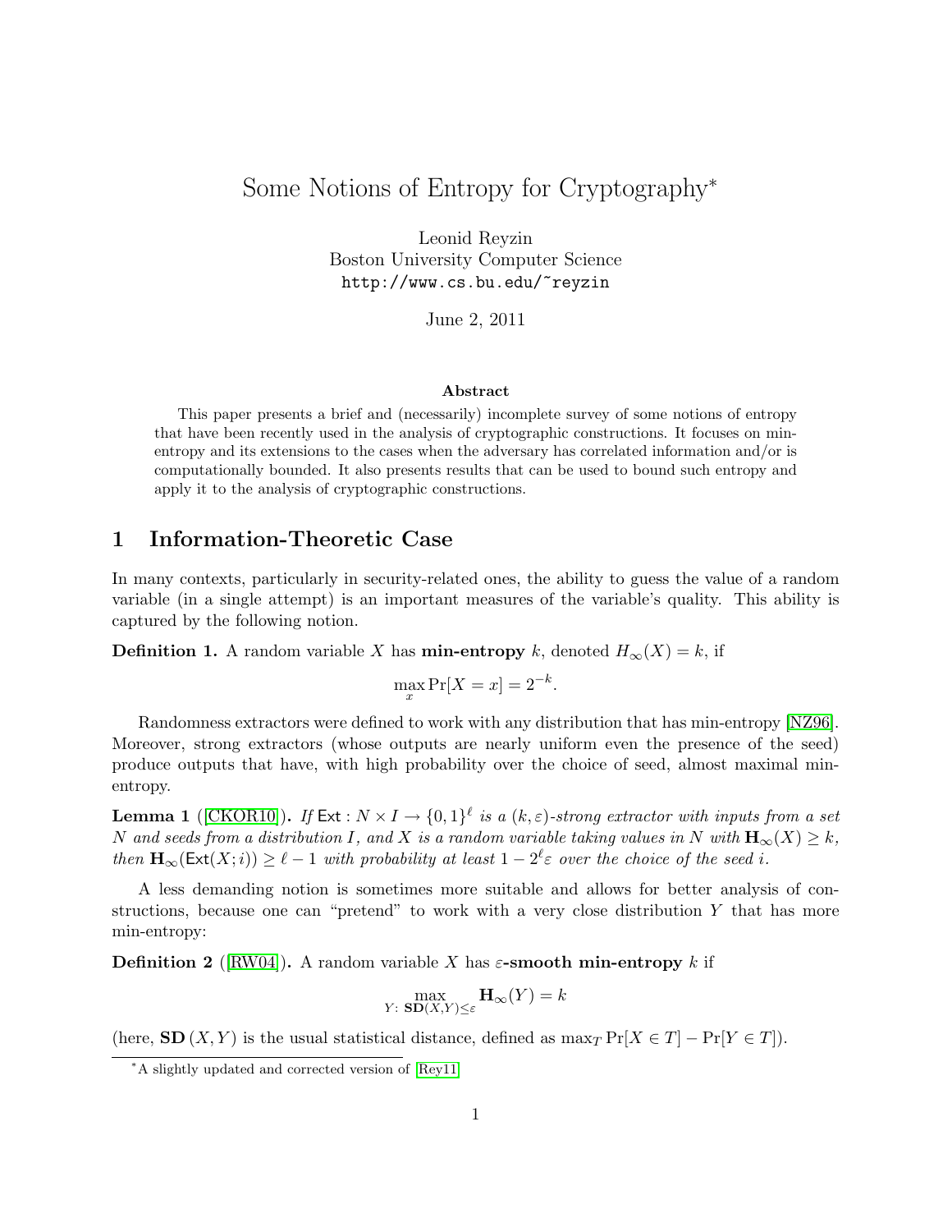# Some Notions of Entropy for Cryptography*

Leonid Reyzin
Boston University Computer Science
http://www.cs.bu.edu/~reyzin

June 2, 2011

### Abstract

This paper presents a brief and (necessarily) incomplete survey of some notions of entropy that have been recently used in the analysis of cryptographic constructions. It focuses on min-entropy and its extensions to the cases when the adversary has correlated information and/or is computationally bounded. It also presents results that can be used to bound such entropy and apply it to the analysis of cryptographic constructions.

## 1 Information-Theoretic Case

In many contexts, particularly in security-related ones, the ability to guess the value of a random variable (in a single attempt) is an important measures of the variable's quality. This ability is captured by the following notion.

**Definition 1.** A random variable $X$ has **min-entropy** $k$, denoted $H_\infty(X) = k$, if

$$\max_x \Pr[X = x] = 2^{-k}.$$

Randomness extractors were defined to work with any distribution that has min-entropy [NZ96]. Moreover, strong extractors (whose outputs are nearly uniform even the presence of the seed) produce outputs that have, with high probability over the choice of seed, almost maximal min-entropy.

**Lemma 1** ([CKOR10]). *If $\mathsf{Ext} : N \times I \to \{0,1\}^\ell$ is a $(k, \varepsilon)$-strong extractor with inputs from a set $N$ and seeds from a distribution $I$, and $X$ is a random variable taking values in $N$ with $\mathbf{H}_\infty(X) \geq k$, then $\mathbf{H}_\infty(\mathsf{Ext}(X; i)) \geq \ell - 1$ with probability at least $1 - 2^\ell \varepsilon$ over the choice of the seed $i$.*

A less demanding notion is sometimes more suitable and allows for better analysis of constructions, because one can "pretend" to work with a very close distribution $Y$ that has more min-entropy:

**Definition 2** ([RW04]). A random variable $X$ has **$\varepsilon$-smooth min-entropy** $k$ if

$$\max_{Y:\ \mathbf{SD}(X,Y) \leq \varepsilon} \mathbf{H}_\infty(Y) = k$$

(here, $\mathbf{SD}(X, Y)$ is the usual statistical distance, defined as $\max_T \Pr[X \in T] - \Pr[Y \in T]$).

*A slightly updated and corrected version of [Rey11]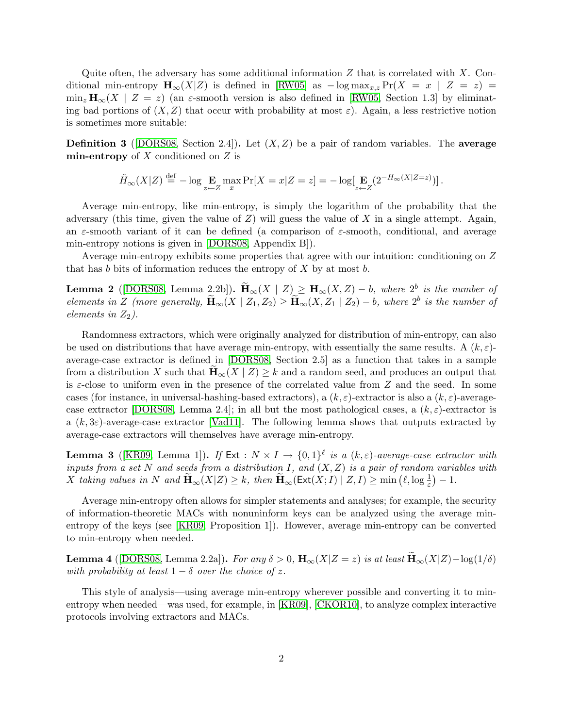Quite often, the adversary has some additional information $Z$ that is correlated with $X$. Conditional min-entropy $\mathbf{H}_\infty(X|Z)$ is defined in [RW05] as $-\log \max_{x,z} \Pr(X = x \mid Z = z) = \min_z \mathbf{H}_\infty(X \mid Z = z)$ (an $\varepsilon$-smooth version is also defined in [RW05, Section 1.3] by eliminating bad portions of $(X, Z)$ that occur with probability at most $\varepsilon$). Again, a less restrictive notion is sometimes more suitable:

**Definition 3** ([DORS08, Section 2.4]). Let $(X, Z)$ be a pair of random variables. The **average min-entropy** of $X$ conditioned on $Z$ is

$$\tilde{H}_\infty(X|Z) \stackrel{\text{def}}{=} -\log \mathop{\mathbf{E}}_{z \leftarrow Z} \max_x \Pr[X = x | Z = z] = -\log[\mathop{\mathbf{E}}_{z \leftarrow Z}(2^{-H_\infty(X|Z=z)})] .$$

Average min-entropy, like min-entropy, is simply the logarithm of the probability that the adversary (this time, given the value of $Z$) will guess the value of $X$ in a single attempt. Again, an $\varepsilon$-smooth variant of it can be defined (a comparison of $\varepsilon$-smooth, conditional, and average min-entropy notions is given in [DORS08, Appendix B]).

Average min-entropy exhibits some properties that agree with our intuition: conditioning on $Z$ that has $b$ bits of information reduces the entropy of $X$ by at most $b$.

**Lemma 2** ([DORS08, Lemma 2.2b]). *$\widetilde{\mathbf{H}}_\infty(X \mid Z) \geq \mathbf{H}_\infty(X, Z) - b$, where $2^b$ is the number of elements in $Z$ (more generally, $\widetilde{\mathbf{H}}_\infty(X \mid Z_1, Z_2) \geq \widetilde{\mathbf{H}}_\infty(X, Z_1 \mid Z_2) - b$, where $2^b$ is the number of elements in $Z_2$).*

Randomness extractors, which were originally analyzed for distribution of min-entropy, can also be used on distributions that have average min-entropy, with essentially the same results. A $(k, \varepsilon)$-average-case extractor is defined in [DORS08, Section 2.5] as a function that takes in a sample from a distribution $X$ such that $\widetilde{\mathbf{H}}_\infty(X \mid Z) \geq k$ and a random seed, and produces an output that is $\varepsilon$-close to uniform even in the presence of the correlated value from $Z$ and the seed. In some cases (for instance, in universal-hashing-based extractors), a $(k, \varepsilon)$-extractor is also a $(k, \varepsilon)$-average-case extractor [DORS08, Lemma 2.4]; in all but the most pathological cases, a $(k, \varepsilon)$-extractor is a $(k, 3\varepsilon)$-average-case extractor [Vad11]. The following lemma shows that outputs extracted by average-case extractors will themselves have average min-entropy.

**Lemma 3** ([KR09, Lemma 1]). *If $\mathsf{Ext} : N \times I \to \{0, 1\}^\ell$ is a $(k, \varepsilon)$-average-case extractor with inputs from a set $N$ and seeds from a distribution $I$, and $(X, Z)$ is a pair of random variables with $X$ taking values in $N$ and $\widetilde{\mathbf{H}}_\infty(X|Z) \geq k$, then $\widetilde{\mathbf{H}}_\infty(\mathsf{Ext}(X; I) \mid Z, I) \geq \min\left(\ell, \log \frac{1}{\varepsilon}\right) - 1$.*

Average min-entropy often allows for simpler statements and analyses; for example, the security of information-theoretic MACs with nonuninform keys can be analyzed using the average min-entropy of the keys (see [KR09, Proposition 1]). However, average min-entropy can be converted to min-entropy when needed.

**Lemma 4** ([DORS08, Lemma 2.2a]). *For any $\delta > 0$, $\mathbf{H}_\infty(X|Z = z)$ is at least $\widetilde{\mathbf{H}}_\infty(X|Z) - \log(1/\delta)$ with probability at least $1 - \delta$ over the choice of $z$.*

This style of analysis—using average min-entropy wherever possible and converting it to min-entropy when needed—was used, for example, in [KR09], [CKOR10], to analyze complex interactive protocols involving extractors and MACs.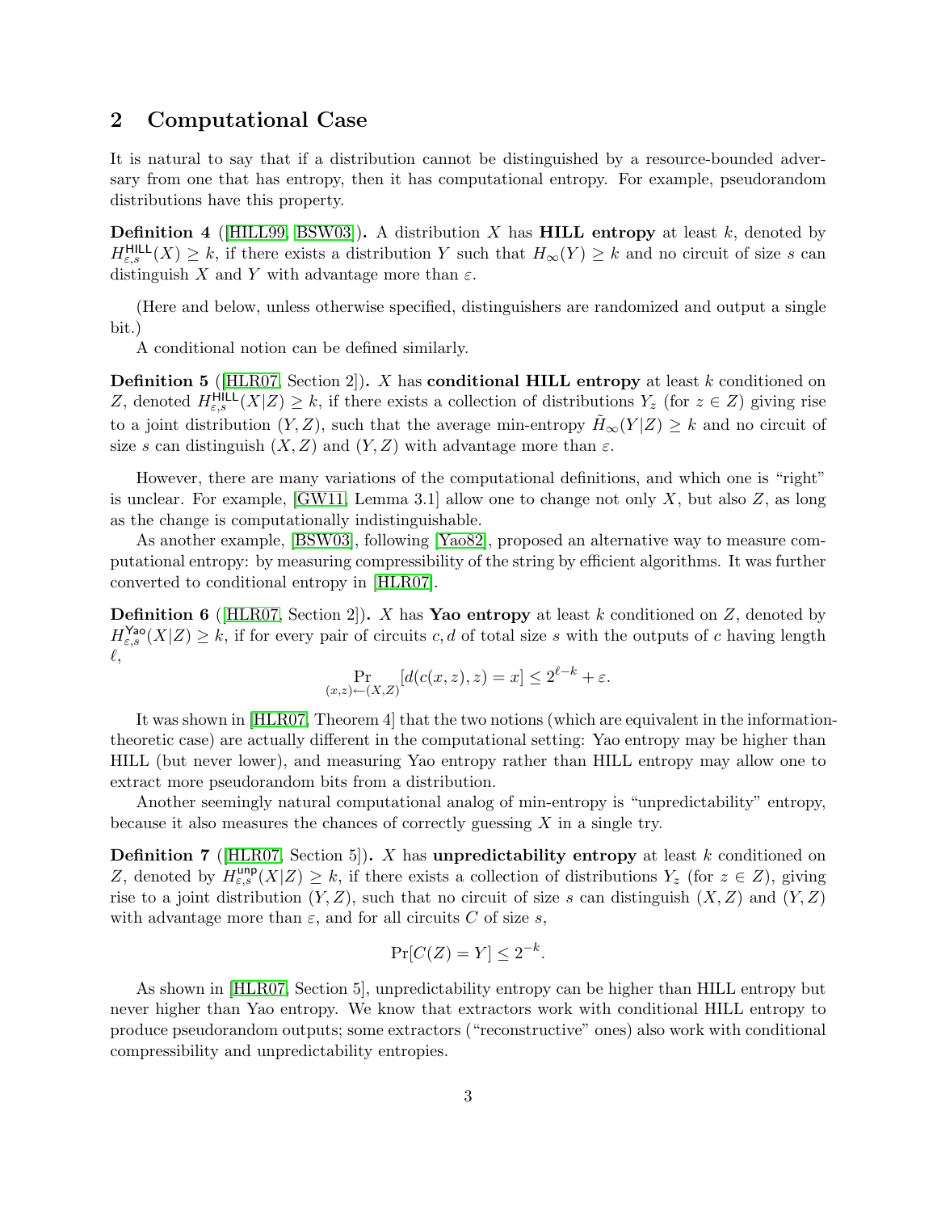## 2 Computational Case

It is natural to say that if a distribution cannot be distinguished by a resource-bounded adversary from one that has entropy, then it has computational entropy. For example, pseudorandom distributions have this property.

**Definition 4** ([HILL99, BSW03])**.** A distribution $X$ has **HILL entropy** at least $k$, denoted by $H^{\mathsf{HILL}}_{\varepsilon,s}(X) \geq k$, if there exists a distribution $Y$ such that $H_\infty(Y) \geq k$ and no circuit of size $s$ can distinguish $X$ and $Y$ with advantage more than $\varepsilon$.

(Here and below, unless otherwise specified, distinguishers are randomized and output a single bit.)

A conditional notion can be defined similarly.

**Definition 5** ([HLR07, Section 2])**.** $X$ has **conditional HILL entropy** at least $k$ conditioned on $Z$, denoted $H^{\mathsf{HILL}}_{\varepsilon,s}(X|Z) \geq k$, if there exists a collection of distributions $Y_z$ (for $z \in Z$) giving rise to a joint distribution $(Y, Z)$, such that the average min-entropy $\tilde{H}_\infty(Y|Z) \geq k$ and no circuit of size $s$ can distinguish $(X, Z)$ and $(Y, Z)$ with advantage more than $\varepsilon$.

However, there are many variations of the computational definitions, and which one is "right" is unclear. For example, [GW11, Lemma 3.1] allow one to change not only $X$, but also $Z$, as long as the change is computationally indistinguishable.

As another example, [BSW03], following [Yao82], proposed an alternative way to measure computational entropy: by measuring compressibility of the string by efficient algorithms. It was further converted to conditional entropy in [HLR07].

**Definition 6** ([HLR07, Section 2])**.** $X$ has **Yao entropy** at least $k$ conditioned on $Z$, denoted by $H^{\mathsf{Yao}}_{\varepsilon,s}(X|Z) \geq k$, if for every pair of circuits $c, d$ of total size $s$ with the outputs of $c$ having length $\ell$,

$$\Pr_{(x,z)\leftarrow(X,Z)}[d(c(x, z), z) = x] \leq 2^{\ell-k} + \varepsilon.$$

It was shown in [HLR07, Theorem 4] that the two notions (which are equivalent in the information-theoretic case) are actually different in the computational setting: Yao entropy may be higher than HILL (but never lower), and measuring Yao entropy rather than HILL entropy may allow one to extract more pseudorandom bits from a distribution.

Another seemingly natural computational analog of min-entropy is "unpredictability" entropy, because it also measures the chances of correctly guessing $X$ in a single try.

**Definition 7** ([HLR07, Section 5])**.** $X$ has **unpredictability entropy** at least $k$ conditioned on $Z$, denoted by $H^{\mathsf{unp}}_{\varepsilon,s}(X|Z) \geq k$, if there exists a collection of distributions $Y_z$ (for $z \in Z$), giving rise to a joint distribution $(Y, Z)$, such that no circuit of size $s$ can distinguish $(X, Z)$ and $(Y, Z)$ with advantage more than $\varepsilon$, and for all circuits $C$ of size $s$,

$$\Pr[C(Z) = Y] \leq 2^{-k}.$$

As shown in [HLR07, Section 5], unpredictability entropy can be higher than HILL entropy but never higher than Yao entropy. We know that extractors work with conditional HILL entropy to produce pseudorandom outputs; some extractors ("reconstructive" ones) also work with conditional compressibility and unpredictability entropies.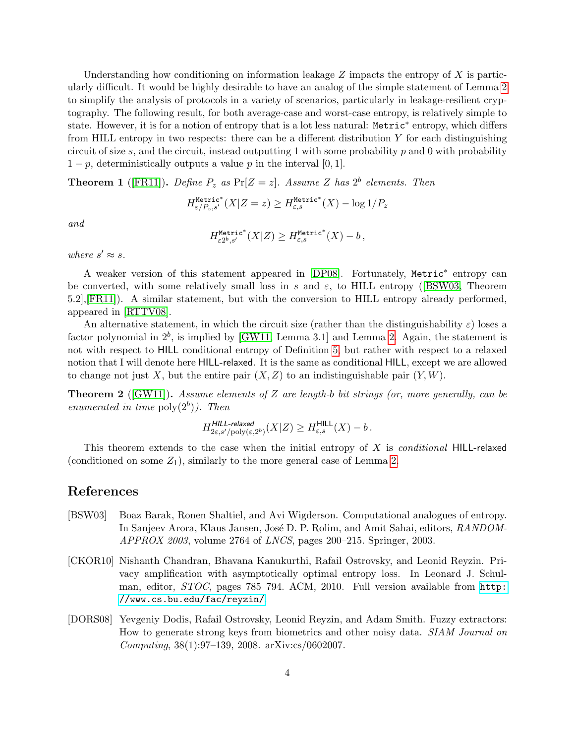Understanding how conditioning on information leakage $Z$ impacts the entropy of $X$ is particularly difficult. It would be highly desirable to have an analog of the simple statement of Lemma 2 to simplify the analysis of protocols in a variety of scenarios, particularly in leakage-resilient cryptography. The following result, for both average-case and worst-case entropy, is relatively simple to state. However, it is for a notion of entropy that is a lot less natural: $\mathtt{Metric}^*$ entropy, which differs from HILL entropy in two respects: there can be a different distribution $Y$ for each distinguishing circuit of size $s$, and the circuit, instead outputting 1 with some probability $p$ and 0 with probability $1-p$, deterministically outputs a value $p$ in the interval $[0,1]$.

**Theorem 1** ([FR11]). *Define $P_z$ as $\Pr[Z=z]$. Assume $Z$ has $2^b$ elements. Then*

$$H^{\mathtt{Metric}^*}_{\varepsilon/P_z,s'}(X|Z=z) \geq H^{\mathtt{Metric}^*}_{\varepsilon,s}(X) - \log 1/P_z$$

*and*

$$H^{\mathtt{Metric}^*}_{\varepsilon 2^b,s'}(X|Z) \geq H^{\mathtt{Metric}^*}_{\varepsilon,s}(X) - b\,,$$

*where $s' \approx s$.*

A weaker version of this statement appeared in [DP08]. Fortunately, $\mathtt{Metric}^*$ entropy can be converted, with some relatively small loss in $s$ and $\varepsilon$, to HILL entropy ([BSW03, Theorem 5.2],[FR11]). A similar statement, but with the conversion to HILL entropy already performed, appeared in [RTTV08].

An alternative statement, in which the circuit size (rather than the distinguishability $\varepsilon$) loses a factor polynomial in $2^b$, is implied by [GW11, Lemma 3.1] and Lemma 2. Again, the statement is not with respect to HILL conditional entropy of Definition 5, but rather with respect to a relaxed notion that I will denote here HILL-relaxed. It is the same as conditional HILL, except we are allowed to change not just $X$, but the entire pair $(X,Z)$ to an indistinguishable pair $(Y,W)$.

**Theorem 2** ([GW11]). *Assume elements of $Z$ are length-$b$ bit strings (or, more generally, can be enumerated in time $\mathrm{poly}(2^b)$). Then*

$$H^{\textit{HILL-relaxed}}_{2\varepsilon,s'/\mathrm{poly}(\varepsilon,2^b)}(X|Z) \geq H^{\mathsf{HILL}}_{\varepsilon,s}(X) - b\,.$$

This theorem extends to the case when the initial entropy of $X$ is *conditional* HILL-relaxed (conditioned on some $Z_1$), similarly to the more general case of Lemma 2.

## References

[BSW03] Boaz Barak, Ronen Shaltiel, and Avi Wigderson. Computational analogues of entropy. In Sanjeev Arora, Klaus Jansen, José D. P. Rolim, and Amit Sahai, editors, *RANDOM-APPROX 2003*, volume 2764 of *LNCS*, pages 200–215. Springer, 2003.

[CKOR10] Nishanth Chandran, Bhavana Kanukurthi, Rafail Ostrovsky, and Leonid Reyzin. Privacy amplification with asymptotically optimal entropy loss. In Leonard J. Schulman, editor, *STOC*, pages 785–794. ACM, 2010. Full version available from http://www.cs.bu.edu/fac/reyzin/.

[DORS08] Yevgeniy Dodis, Rafail Ostrovsky, Leonid Reyzin, and Adam Smith. Fuzzy extractors: How to generate strong keys from biometrics and other noisy data. *SIAM Journal on Computing*, 38(1):97–139, 2008. arXiv:cs/0602007.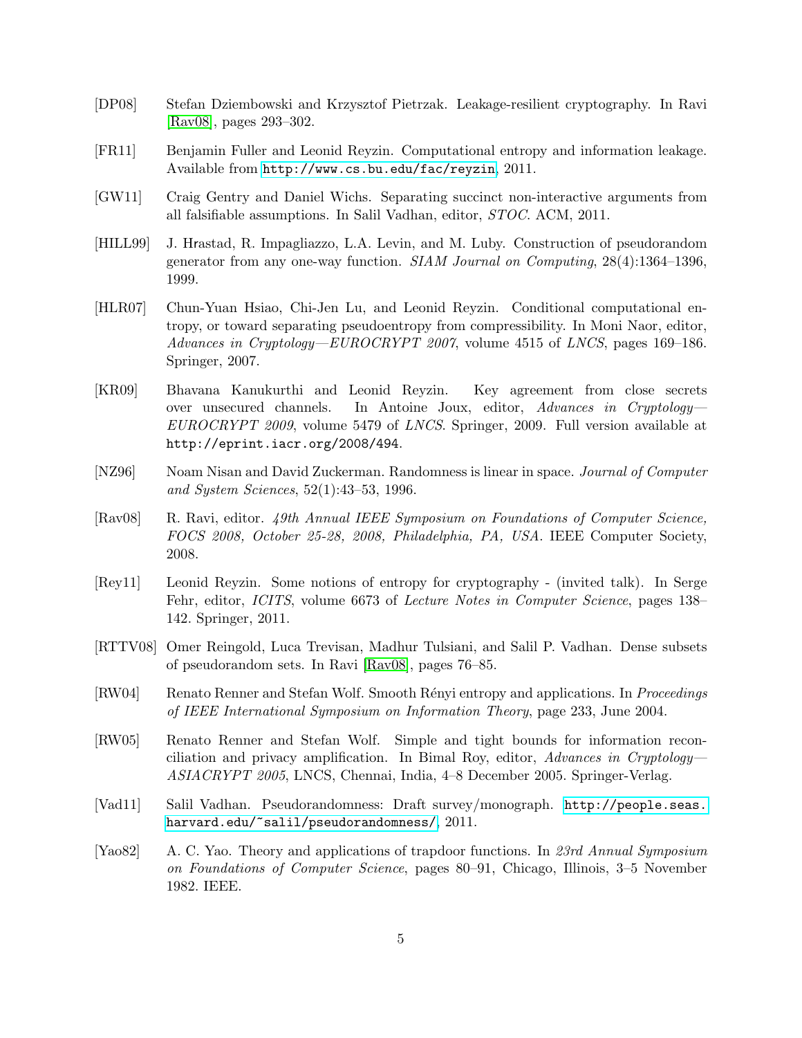[DP08] Stefan Dziembowski and Krzysztof Pietrzak. Leakage-resilient cryptography. In Ravi [Rav08], pages 293–302.

[FR11] Benjamin Fuller and Leonid Reyzin. Computational entropy and information leakage. Available from http://www.cs.bu.edu/fac/reyzin, 2011.

[GW11] Craig Gentry and Daniel Wichs. Separating succinct non-interactive arguments from all falsifiable assumptions. In Salil Vadhan, editor, *STOC*. ACM, 2011.

[HILL99] J. Hrastad, R. Impagliazzo, L.A. Levin, and M. Luby. Construction of pseudorandom generator from any one-way function. *SIAM Journal on Computing*, 28(4):1364–1396, 1999.

[HLR07] Chun-Yuan Hsiao, Chi-Jen Lu, and Leonid Reyzin. Conditional computational entropy, or toward separating pseudoentropy from compressibility. In Moni Naor, editor, *Advances in Cryptology—EUROCRYPT 2007*, volume 4515 of *LNCS*, pages 169–186. Springer, 2007.

[KR09] Bhavana Kanukurthi and Leonid Reyzin. Key agreement from close secrets over unsecured channels. In Antoine Joux, editor, *Advances in Cryptology—EUROCRYPT 2009*, volume 5479 of *LNCS*. Springer, 2009. Full version available at http://eprint.iacr.org/2008/494.

[NZ96] Noam Nisan and David Zuckerman. Randomness is linear in space. *Journal of Computer and System Sciences*, 52(1):43–53, 1996.

[Rav08] R. Ravi, editor. *49th Annual IEEE Symposium on Foundations of Computer Science, FOCS 2008, October 25-28, 2008, Philadelphia, PA, USA*. IEEE Computer Society, 2008.

[Rey11] Leonid Reyzin. Some notions of entropy for cryptography - (invited talk). In Serge Fehr, editor, *ICITS*, volume 6673 of *Lecture Notes in Computer Science*, pages 138–142. Springer, 2011.

[RTTV08] Omer Reingold, Luca Trevisan, Madhur Tulsiani, and Salil P. Vadhan. Dense subsets of pseudorandom sets. In Ravi [Rav08], pages 76–85.

[RW04] Renato Renner and Stefan Wolf. Smooth Rényi entropy and applications. In *Proceedings of IEEE International Symposium on Information Theory*, page 233, June 2004.

[RW05] Renato Renner and Stefan Wolf. Simple and tight bounds for information reconciliation and privacy amplification. In Bimal Roy, editor, *Advances in Cryptology—ASIACRYPT 2005*, LNCS, Chennai, India, 4–8 December 2005. Springer-Verlag.

[Vad11] Salil Vadhan. Pseudorandomness: Draft survey/monograph. http://people.seas.harvard.edu/~salil/pseudorandomness/, 2011.

[Yao82] A. C. Yao. Theory and applications of trapdoor functions. In *23rd Annual Symposium on Foundations of Computer Science*, pages 80–91, Chicago, Illinois, 3–5 November 1982. IEEE.